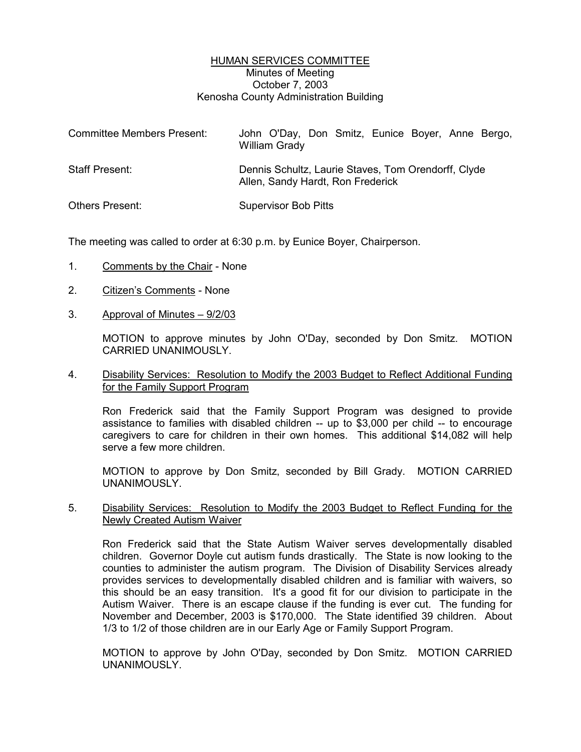# HUMAN SERVICES COMMITTEE

Minutes of Meeting
October 7, 2003
Kenosha County Administration Building

| | |
|---|---|
| Committee Members Present: | John O'Day, Don Smitz, Eunice Boyer, Anne Bergo, William Grady |
| Staff Present: | Dennis Schultz, Laurie Staves, Tom Orendorff, Clyde Allen, Sandy Hardt, Ron Frederick |
| Others Present: | Supervisor Bob Pitts |

The meeting was called to order at 6:30 p.m. by Eunice Boyer, Chairperson.

1. Comments by the Chair - None

2. Citizen's Comments - None

3. Approval of Minutes – 9/2/03

   MOTION to approve minutes by John O'Day, seconded by Don Smitz. MOTION CARRIED UNANIMOUSLY.

4. Disability Services: Resolution to Modify the 2003 Budget to Reflect Additional Funding for the Family Support Program

   Ron Frederick said that the Family Support Program was designed to provide assistance to families with disabled children -- up to $3,000 per child -- to encourage caregivers to care for children in their own homes. This additional $14,082 will help serve a few more children.

   MOTION to approve by Don Smitz, seconded by Bill Grady. MOTION CARRIED UNANIMOUSLY.

5. Disability Services: Resolution to Modify the 2003 Budget to Reflect Funding for the Newly Created Autism Waiver

   Ron Frederick said that the State Autism Waiver serves developmentally disabled children. Governor Doyle cut autism funds drastically. The State is now looking to the counties to administer the autism program. The Division of Disability Services already provides services to developmentally disabled children and is familiar with waivers, so this should be an easy transition. It's a good fit for our division to participate in the Autism Waiver. There is an escape clause if the funding is ever cut. The funding for November and December, 2003 is $170,000. The State identified 39 children. About 1/3 to 1/2 of those children are in our Early Age or Family Support Program.

   MOTION to approve by John O'Day, seconded by Don Smitz. MOTION CARRIED UNANIMOUSLY.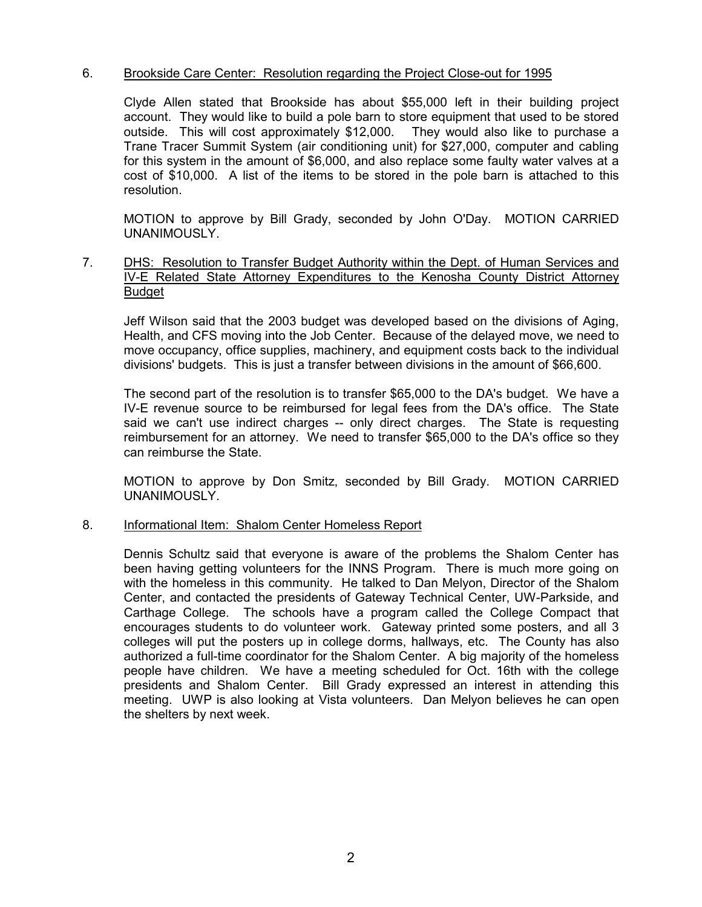6. <u>Brookside Care Center: Resolution regarding the Project Close-out for 1995</u>

   Clyde Allen stated that Brookside has about $55,000 left in their building project account. They would like to build a pole barn to store equipment that used to be stored outside. This will cost approximately $12,000. They would also like to purchase a Trane Tracer Summit System (air conditioning unit) for $27,000, computer and cabling for this system in the amount of $6,000, and also replace some faulty water valves at a cost of $10,000. A list of the items to be stored in the pole barn is attached to this resolution.

   MOTION to approve by Bill Grady, seconded by John O'Day. MOTION CARRIED UNANIMOUSLY.

7. <u>DHS: Resolution to Transfer Budget Authority within the Dept. of Human Services and IV-E Related State Attorney Expenditures to the Kenosha County District Attorney Budget</u>

   Jeff Wilson said that the 2003 budget was developed based on the divisions of Aging, Health, and CFS moving into the Job Center. Because of the delayed move, we need to move occupancy, office supplies, machinery, and equipment costs back to the individual divisions' budgets. This is just a transfer between divisions in the amount of $66,600.

   The second part of the resolution is to transfer $65,000 to the DA's budget. We have a IV-E revenue source to be reimbursed for legal fees from the DA's office. The State said we can't use indirect charges -- only direct charges. The State is requesting reimbursement for an attorney. We need to transfer $65,000 to the DA's office so they can reimburse the State.

   MOTION to approve by Don Smitz, seconded by Bill Grady. MOTION CARRIED UNANIMOUSLY.

8. <u>Informational Item: Shalom Center Homeless Report</u>

   Dennis Schultz said that everyone is aware of the problems the Shalom Center has been having getting volunteers for the INNS Program. There is much more going on with the homeless in this community. He talked to Dan Melyon, Director of the Shalom Center, and contacted the presidents of Gateway Technical Center, UW-Parkside, and Carthage College. The schools have a program called the College Compact that encourages students to do volunteer work. Gateway printed some posters, and all 3 colleges will put the posters up in college dorms, hallways, etc. The County has also authorized a full-time coordinator for the Shalom Center. A big majority of the homeless people have children. We have a meeting scheduled for Oct. 16th with the college presidents and Shalom Center. Bill Grady expressed an interest in attending this meeting. UWP is also looking at Vista volunteers. Dan Melyon believes he can open the shelters by next week.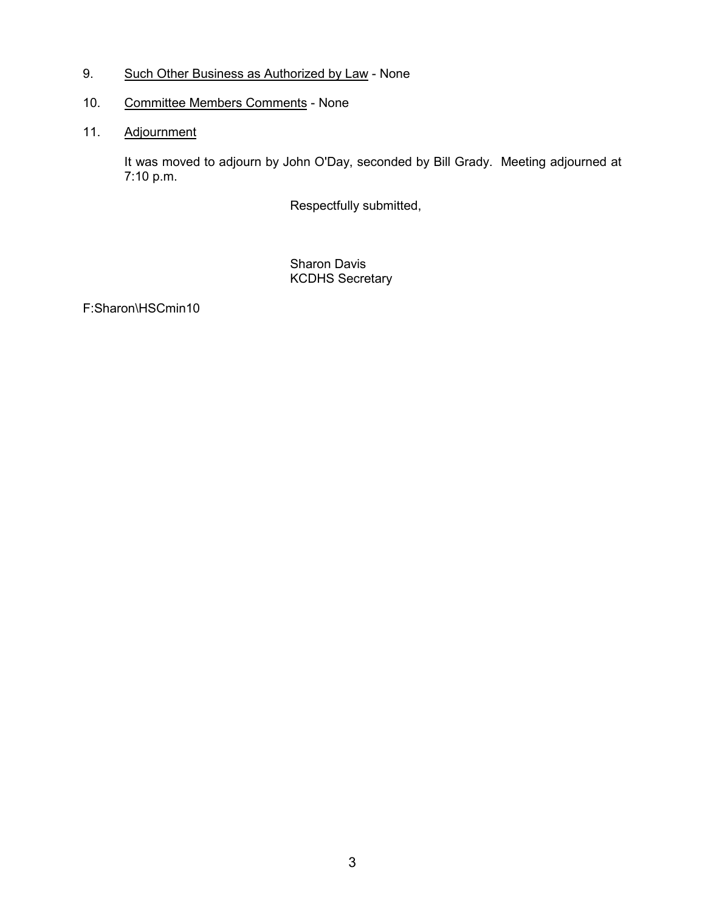9. Such Other Business as Authorized by Law - None

10. Committee Members Comments - None

11. Adjournment

    It was moved to adjourn by John O'Day, seconded by Bill Grady. Meeting adjourned at 7:10 p.m.

Respectfully submitted,

Sharon Davis
KCDHS Secretary

F:Sharon\HSCmin10